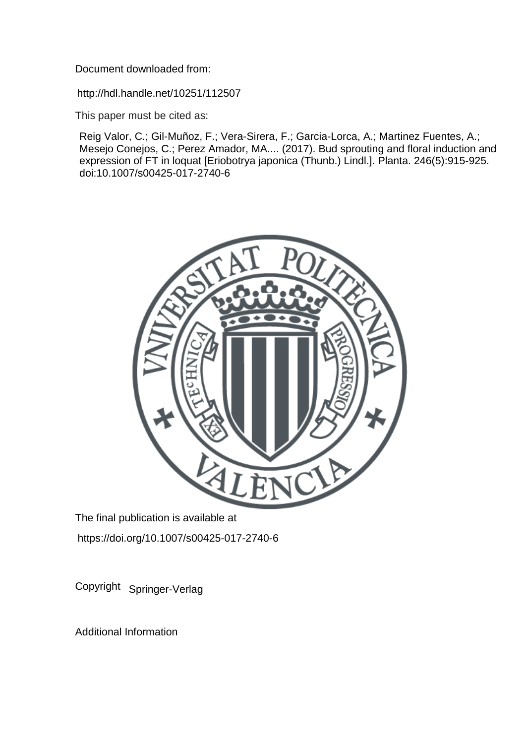Document downloaded from:

http://hdl.handle.net/10251/112507

This paper must be cited as:

Reig Valor, C.; Gil-Muñoz, F.; Vera-Sirera, F.; Garcia-Lorca, A.; Martinez Fuentes, A.; Mesejo Conejos, C.; Perez Amador, MA.... (2017). Bud sprouting and floral induction and expression of FT in loquat [Eriobotrya japonica (Thunb.) Lindl.]. Planta. 246(5):915-925. doi:10.1007/s00425-017-2740-6

The final publication is available at

https://doi.org/10.1007/s00425-017-2740-6

Copyright Springer-Verlag

Additional Information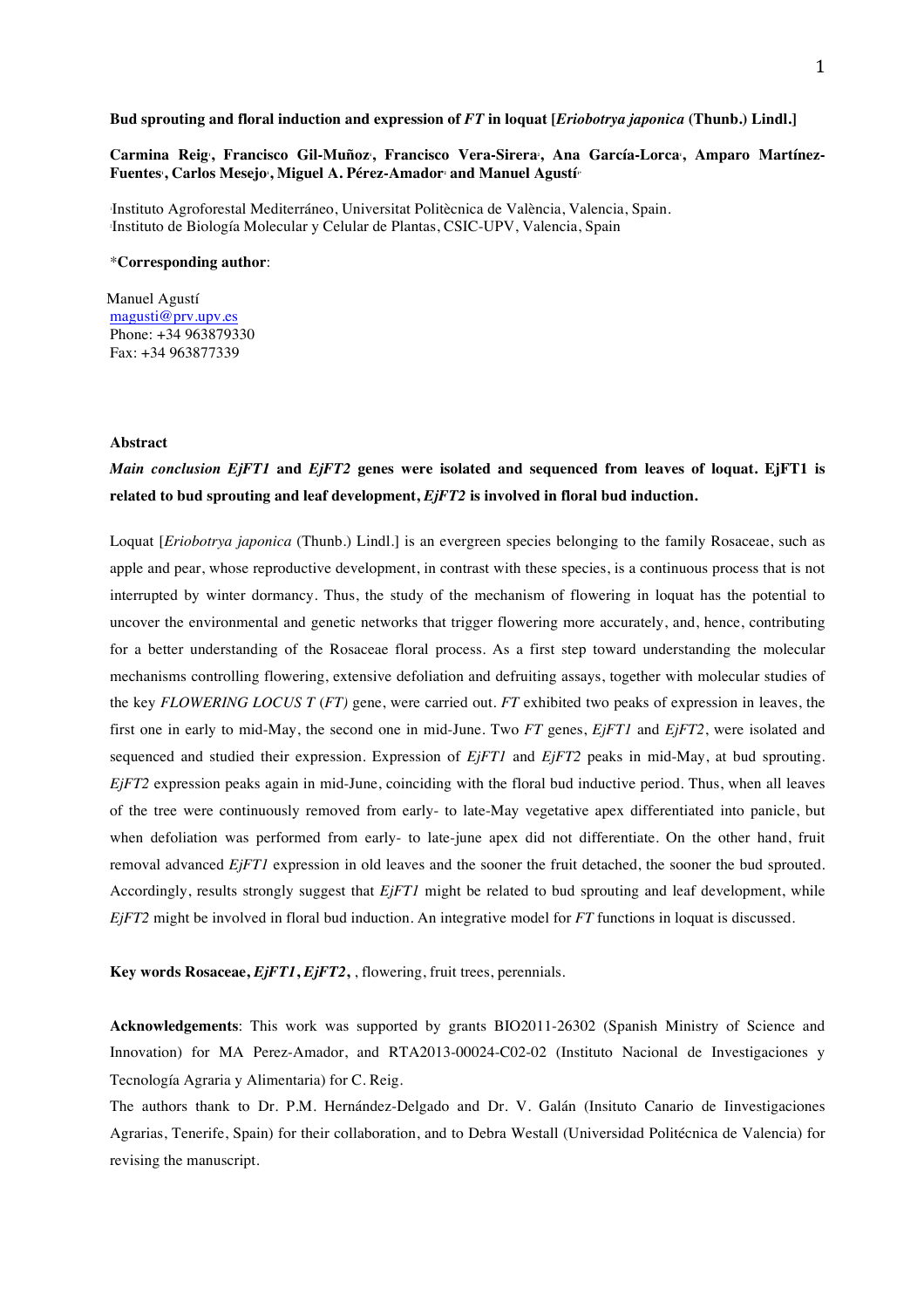**Bud sprouting and floral induction and expression of *FT* in loquat [*Eriobotrya japonica* (Thunb.) Lindl.]**

**Carmina Reig[1], Francisco Gil-Muñoz[1], Francisco Vera-Sirera[2], Ana García-Lorca[1], Amparo Martínez-Fuentes[1], Carlos Mesejo[1], Miguel A. Pérez-Amador[2] and Manuel Agustí[1*]**

[1]Instituto Agroforestal Mediterráneo, Universitat Politècnica de València, Valencia, Spain.
[2]Instituto de Biología Molecular y Celular de Plantas, CSIC-UPV, Valencia, Spain

\***Corresponding author**:

Manuel Agustí
magusti@prv.upv.es
Phone: +34 963879330
Fax: +34 963877339

## Abstract

***Main conclusion EjFT1*** **and** ***EjFT2*** **genes were isolated and sequenced from leaves of loquat. EjFT1 is related to bud sprouting and leaf development,** ***EjFT2*** **is involved in floral bud induction.**

Loquat [*Eriobotrya japonica* (Thunb.) Lindl.] is an evergreen species belonging to the family Rosaceae, such as apple and pear, whose reproductive development, in contrast with these species, is a continuous process that is not interrupted by winter dormancy. Thus, the study of the mechanism of flowering in loquat has the potential to uncover the environmental and genetic networks that trigger flowering more accurately, and, hence, contributing for a better understanding of the Rosaceae floral process. As a first step toward understanding the molecular mechanisms controlling flowering, extensive defoliation and defruiting assays, together with molecular studies of the key *FLOWERING LOCUS T* (*FT)* gene, were carried out. *FT* exhibited two peaks of expression in leaves, the first one in early to mid-May, the second one in mid-June. Two *FT* genes, *EjFT1* and *EjFT2*, were isolated and sequenced and studied their expression. Expression of *EjFT1* and *EjFT2* peaks in mid-May, at bud sprouting. *EjFT2* expression peaks again in mid-June, coinciding with the floral bud inductive period. Thus, when all leaves of the tree were continuously removed from early- to late-May vegetative apex differentiated into panicle, but when defoliation was performed from early- to late-june apex did not differentiate. On the other hand, fruit removal advanced *EjFT1* expression in old leaves and the sooner the fruit detached, the sooner the bud sprouted. Accordingly, results strongly suggest that *EjFT1* might be related to bud sprouting and leaf development, while *EjFT2* might be involved in floral bud induction. An integrative model for *FT* functions in loquat is discussed.

**Key words Rosaceae,** ***EjFT1*****,** ***EjFT2*****,** , flowering, fruit trees, perennials.

**Acknowledgements**: This work was supported by grants BIO2011-26302 (Spanish Ministry of Science and Innovation) for MA Perez-Amador, and RTA2013-00024-C02-02 (Instituto Nacional de Investigaciones y Tecnología Agraria y Alimentaria) for C. Reig.

The authors thank to Dr. P.M. Hernández-Delgado and Dr. V. Galán (Insituto Canario de Iinvestigaciones Agrarias, Tenerife, Spain) for their collaboration, and to Debra Westall (Universidad Politécnica de Valencia) for revising the manuscript.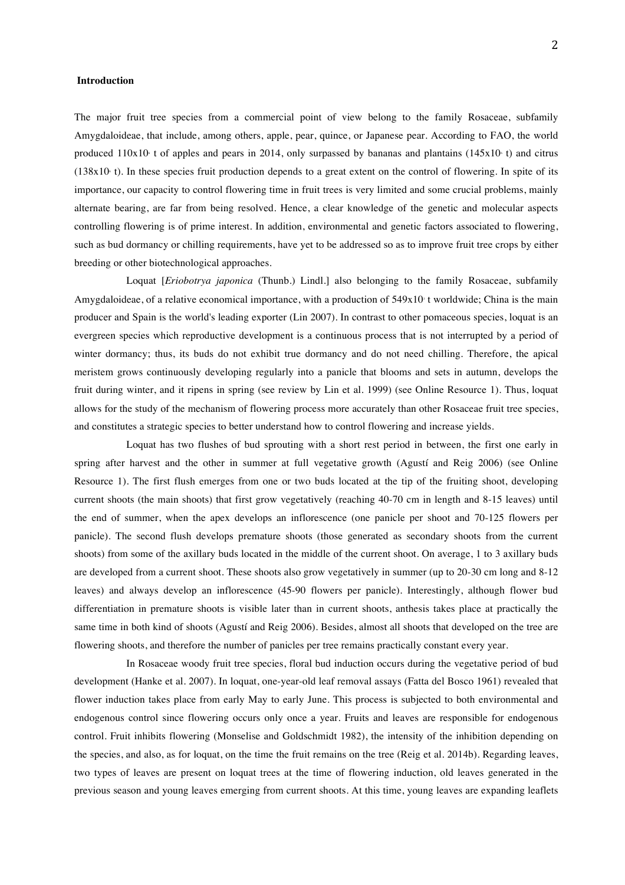**Introduction**

The major fruit tree species from a commercial point of view belong to the family Rosaceae, subfamily Amygdaloideae, that include, among others, apple, pear, quince, or Japanese pear. According to FAO, the world produced $110x10^6$ t of apples and pears in 2014, only surpassed by bananas and plantains ($145x10^6$ t) and citrus ($138x10^6$ t). In these species fruit production depends to a great extent on the control of flowering. In spite of its importance, our capacity to control flowering time in fruit trees is very limited and some crucial problems, mainly alternate bearing, are far from being resolved. Hence, a clear knowledge of the genetic and molecular aspects controlling flowering is of prime interest. In addition, environmental and genetic factors associated to flowering, such as bud dormancy or chilling requirements, have yet to be addressed so as to improve fruit tree crops by either breeding or other biotechnological approaches.

Loquat [*Eriobotrya japonica* (Thunb.) Lindl.] also belonging to the family Rosaceae, subfamily Amygdaloideae, of a relative economical importance, with a production of $549x10^3$ t worldwide; China is the main producer and Spain is the world's leading exporter (Lin 2007). In contrast to other pomaceous species, loquat is an evergreen species which reproductive development is a continuous process that is not interrupted by a period of winter dormancy; thus, its buds do not exhibit true dormancy and do not need chilling. Therefore, the apical meristem grows continuously developing regularly into a panicle that blooms and sets in autumn, develops the fruit during winter, and it ripens in spring (see review by Lin et al. 1999) (see Online Resource 1). Thus, loquat allows for the study of the mechanism of flowering process more accurately than other Rosaceae fruit tree species, and constitutes a strategic species to better understand how to control flowering and increase yields.

Loquat has two flushes of bud sprouting with a short rest period in between, the first one early in spring after harvest and the other in summer at full vegetative growth (Agustí and Reig 2006) (see Online Resource 1). The first flush emerges from one or two buds located at the tip of the fruiting shoot, developing current shoots (the main shoots) that first grow vegetatively (reaching 40-70 cm in length and 8-15 leaves) until the end of summer, when the apex develops an inflorescence (one panicle per shoot and 70-125 flowers per panicle). The second flush develops premature shoots (those generated as secondary shoots from the current shoots) from some of the axillary buds located in the middle of the current shoot. On average, 1 to 3 axillary buds are developed from a current shoot. These shoots also grow vegetatively in summer (up to 20-30 cm long and 8-12 leaves) and always develop an inflorescence (45-90 flowers per panicle). Interestingly, although flower bud differentiation in premature shoots is visible later than in current shoots, anthesis takes place at practically the same time in both kind of shoots (Agustí and Reig 2006). Besides, almost all shoots that developed on the tree are flowering shoots, and therefore the number of panicles per tree remains practically constant every year.

In Rosaceae woody fruit tree species, floral bud induction occurs during the vegetative period of bud development (Hanke et al. 2007). In loquat, one-year-old leaf removal assays (Fatta del Bosco 1961) revealed that flower induction takes place from early May to early June. This process is subjected to both environmental and endogenous control since flowering occurs only once a year. Fruits and leaves are responsible for endogenous control. Fruit inhibits flowering (Monselise and Goldschmidt 1982), the intensity of the inhibition depending on the species, and also, as for loquat, on the time the fruit remains on the tree (Reig et al. 2014b). Regarding leaves, two types of leaves are present on loquat trees at the time of flowering induction, old leaves generated in the previous season and young leaves emerging from current shoots. At this time, young leaves are expanding leaflets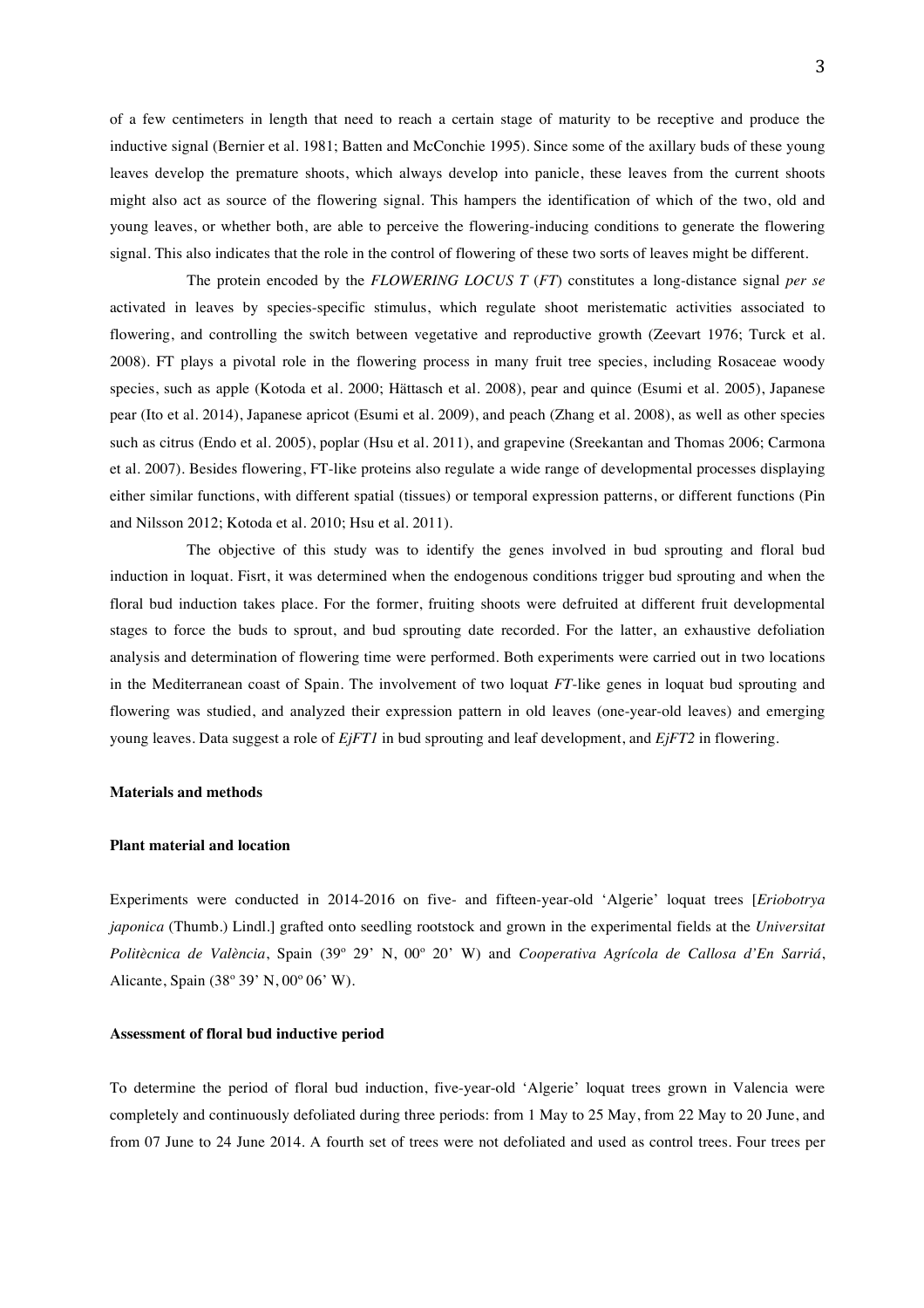of a few centimeters in length that need to reach a certain stage of maturity to be receptive and produce the inductive signal (Bernier et al. 1981; Batten and McConchie 1995). Since some of the axillary buds of these young leaves develop the premature shoots, which always develop into panicle, these leaves from the current shoots might also act as source of the flowering signal. This hampers the identification of which of the two, old and young leaves, or whether both, are able to perceive the flowering-inducing conditions to generate the flowering signal. This also indicates that the role in the control of flowering of these two sorts of leaves might be different.

The protein encoded by the *FLOWERING LOCUS T* (*FT*) constitutes a long-distance signal *per se* activated in leaves by species-specific stimulus, which regulate shoot meristematic activities associated to flowering, and controlling the switch between vegetative and reproductive growth (Zeevart 1976; Turck et al. 2008). FT plays a pivotal role in the flowering process in many fruit tree species, including Rosaceae woody species, such as apple (Kotoda et al. 2000; Hättasch et al. 2008), pear and quince (Esumi et al. 2005), Japanese pear (Ito et al. 2014), Japanese apricot (Esumi et al. 2009), and peach (Zhang et al. 2008), as well as other species such as citrus (Endo et al. 2005), poplar (Hsu et al. 2011), and grapevine (Sreekantan and Thomas 2006; Carmona et al. 2007). Besides flowering, FT-like proteins also regulate a wide range of developmental processes displaying either similar functions, with different spatial (tissues) or temporal expression patterns, or different functions (Pin and Nilsson 2012; Kotoda et al. 2010; Hsu et al. 2011).

The objective of this study was to identify the genes involved in bud sprouting and floral bud induction in loquat. Fisrt, it was determined when the endogenous conditions trigger bud sprouting and when the floral bud induction takes place. For the former, fruiting shoots were defruited at different fruit developmental stages to force the buds to sprout, and bud sprouting date recorded. For the latter, an exhaustive defoliation analysis and determination of flowering time were performed. Both experiments were carried out in two locations in the Mediterranean coast of Spain. The involvement of two loquat *FT*-like genes in loquat bud sprouting and flowering was studied, and analyzed their expression pattern in old leaves (one-year-old leaves) and emerging young leaves. Data suggest a role of *EjFT1* in bud sprouting and leaf development, and *EjFT2* in flowering.

## Materials and methods

### Plant material and location

Experiments were conducted in 2014-2016 on five- and fifteen-year-old 'Algerie' loquat trees [*Eriobotrya japonica* (Thumb.) Lindl.] grafted onto seedling rootstock and grown in the experimental fields at the *Universitat Politècnica de València*, Spain (39º 29' N, 00º 20' W) and *Cooperativa Agrícola de Callosa d'En Sarriá*, Alicante, Spain (38º 39' N, 00º 06' W).

### Assessment of floral bud inductive period

To determine the period of floral bud induction, five-year-old 'Algerie' loquat trees grown in Valencia were completely and continuously defoliated during three periods: from 1 May to 25 May, from 22 May to 20 June, and from 07 June to 24 June 2014. A fourth set of trees were not defoliated and used as control trees. Four trees per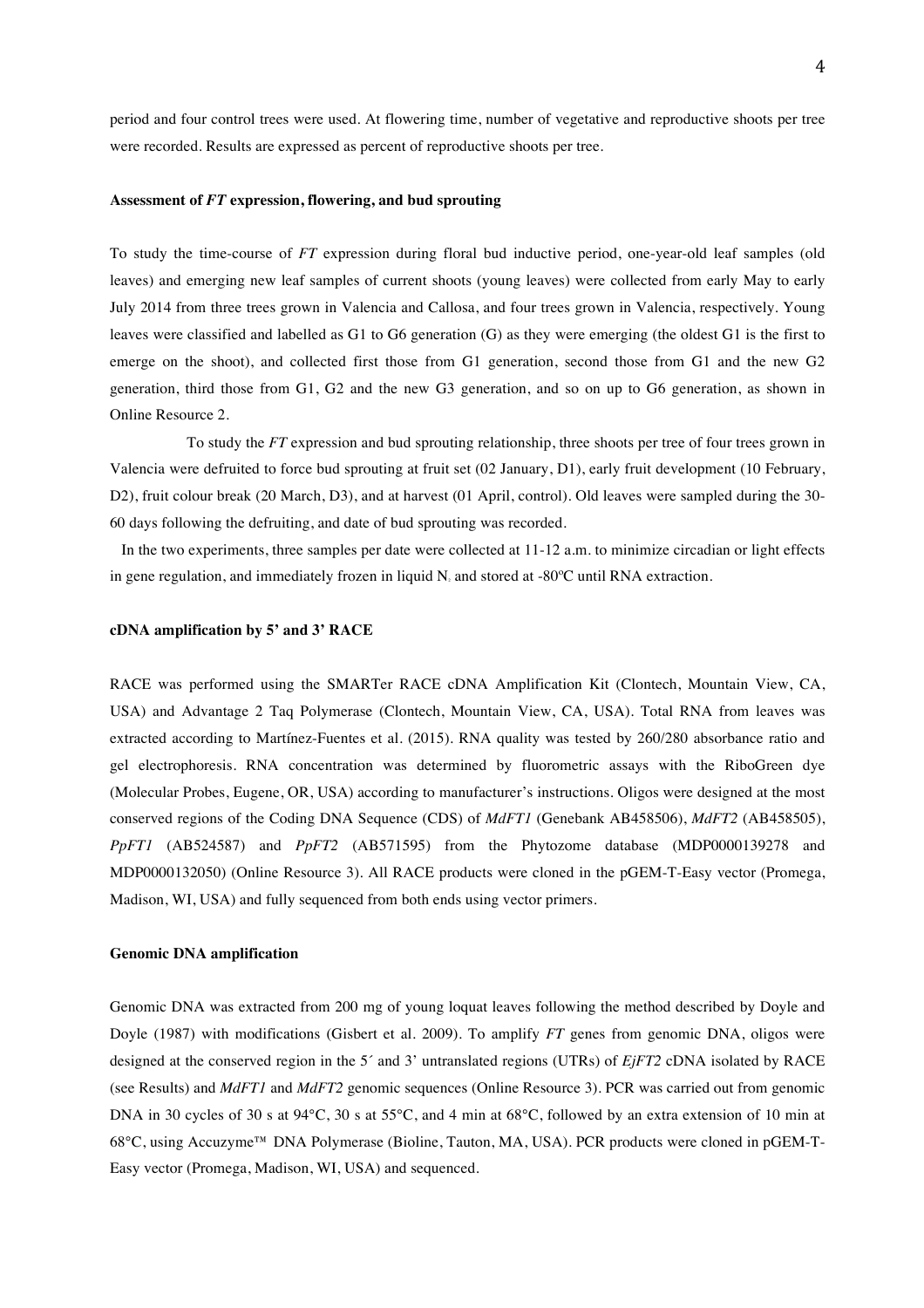period and four control trees were used. At flowering time, number of vegetative and reproductive shoots per tree were recorded. Results are expressed as percent of reproductive shoots per tree.

#### Assessment of *FT* expression, flowering, and bud sprouting

To study the time-course of *FT* expression during floral bud inductive period, one-year-old leaf samples (old leaves) and emerging new leaf samples of current shoots (young leaves) were collected from early May to early July 2014 from three trees grown in Valencia and Callosa, and four trees grown in Valencia, respectively. Young leaves were classified and labelled as G1 to G6 generation (G) as they were emerging (the oldest G1 is the first to emerge on the shoot), and collected first those from G1 generation, second those from G1 and the new G2 generation, third those from G1, G2 and the new G3 generation, and so on up to G6 generation, as shown in Online Resource 2.

To study the *FT* expression and bud sprouting relationship, three shoots per tree of four trees grown in Valencia were defruited to force bud sprouting at fruit set (02 January, D1), early fruit development (10 February, D2), fruit colour break (20 March, D3), and at harvest (01 April, control). Old leaves were sampled during the 30-60 days following the defruiting, and date of bud sprouting was recorded.

In the two experiments, three samples per date were collected at 11-12 a.m. to minimize circadian or light effects in gene regulation, and immediately frozen in liquid $N_2$ and stored at -80ºC until RNA extraction.

#### cDNA amplification by 5' and 3' RACE

RACE was performed using the SMARTer RACE cDNA Amplification Kit (Clontech, Mountain View, CA, USA) and Advantage 2 Taq Polymerase (Clontech, Mountain View, CA, USA). Total RNA from leaves was extracted according to Martínez-Fuentes et al. (2015). RNA quality was tested by 260/280 absorbance ratio and gel electrophoresis. RNA concentration was determined by fluorometric assays with the RiboGreen dye (Molecular Probes, Eugene, OR, USA) according to manufacturer's instructions. Oligos were designed at the most conserved regions of the Coding DNA Sequence (CDS) of *MdFT1* (Genebank AB458506), *MdFT2* (AB458505), *PpFT1* (AB524587) and *PpFT2* (AB571595) from the Phytozome database (MDP0000139278 and MDP0000132050) (Online Resource 3). All RACE products were cloned in the pGEM-T-Easy vector (Promega, Madison, WI, USA) and fully sequenced from both ends using vector primers.

#### Genomic DNA amplification

Genomic DNA was extracted from 200 mg of young loquat leaves following the method described by Doyle and Doyle (1987) with modifications (Gisbert et al. 2009). To amplify *FT* genes from genomic DNA, oligos were designed at the conserved region in the 5´ and 3' untranslated regions (UTRs) of *EjFT2* cDNA isolated by RACE (see Results) and *MdFT1* and *MdFT2* genomic sequences (Online Resource 3). PCR was carried out from genomic DNA in 30 cycles of 30 s at 94°C, 30 s at 55°C, and 4 min at 68°C, followed by an extra extension of 10 min at 68°C, using Accuzyme™ DNA Polymerase (Bioline, Tauton, MA, USA). PCR products were cloned in pGEM-T-Easy vector (Promega, Madison, WI, USA) and sequenced.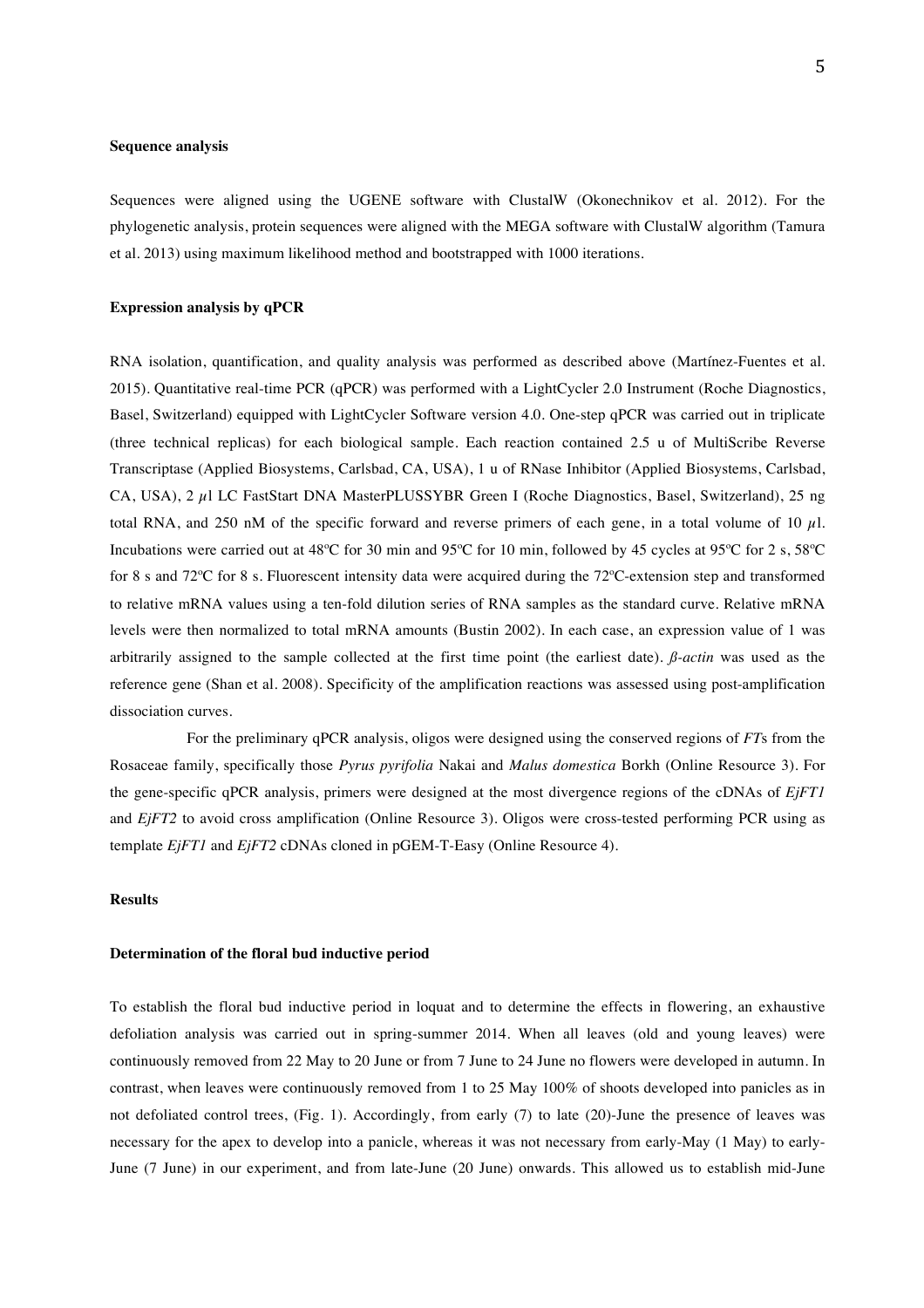**Sequence analysis**

Sequences were aligned using the UGENE software with ClustalW (Okonechnikov et al. 2012). For the phylogenetic analysis, protein sequences were aligned with the MEGA software with ClustalW algorithm (Tamura et al. 2013) using maximum likelihood method and bootstrapped with 1000 iterations.

**Expression analysis by qPCR**

RNA isolation, quantification, and quality analysis was performed as described above (Martínez-Fuentes et al. 2015). Quantitative real-time PCR (qPCR) was performed with a LightCycler 2.0 Instrument (Roche Diagnostics, Basel, Switzerland) equipped with LightCycler Software version 4.0. One-step qPCR was carried out in triplicate (three technical replicas) for each biological sample. Each reaction contained 2.5 u of MultiScribe Reverse Transcriptase (Applied Biosystems, Carlsbad, CA, USA), 1 u of RNase Inhibitor (Applied Biosystems, Carlsbad, CA, USA), 2 $\mu$l LC FastStart DNA MasterPLUSSYBR Green I (Roche Diagnostics, Basel, Switzerland), 25 ng total RNA, and 250 nM of the specific forward and reverse primers of each gene, in a total volume of 10 $\mu$l. Incubations were carried out at 48ºC for 30 min and 95ºC for 10 min, followed by 45 cycles at 95ºC for 2 s, 58ºC for 8 s and 72ºC for 8 s. Fluorescent intensity data were acquired during the 72ºC-extension step and transformed to relative mRNA values using a ten-fold dilution series of RNA samples as the standard curve. Relative mRNA levels were then normalized to total mRNA amounts (Bustin 2002). In each case, an expression value of 1 was arbitrarily assigned to the sample collected at the first time point (the earliest date). *ß-actin* was used as the reference gene (Shan et al. 2008). Specificity of the amplification reactions was assessed using post-amplification dissociation curves.

For the preliminary qPCR analysis, oligos were designed using the conserved regions of *FT*s from the Rosaceae family, specifically those *Pyrus pyrifolia* Nakai and *Malus domestica* Borkh (Online Resource 3). For the gene-specific qPCR analysis, primers were designed at the most divergence regions of the cDNAs of *EjFT1* and *EjFT2* to avoid cross amplification (Online Resource 3). Oligos were cross-tested performing PCR using as template *EjFT1* and *EjFT2* cDNAs cloned in pGEM-T-Easy (Online Resource 4).

**Results**

**Determination of the floral bud inductive period**

To establish the floral bud inductive period in loquat and to determine the effects in flowering, an exhaustive defoliation analysis was carried out in spring-summer 2014. When all leaves (old and young leaves) were continuously removed from 22 May to 20 June or from 7 June to 24 June no flowers were developed in autumn. In contrast, when leaves were continuously removed from 1 to 25 May 100% of shoots developed into panicles as in not defoliated control trees, (Fig. 1). Accordingly, from early (7) to late (20)-June the presence of leaves was necessary for the apex to develop into a panicle, whereas it was not necessary from early-May (1 May) to early-June (7 June) in our experiment, and from late-June (20 June) onwards. This allowed us to establish mid-June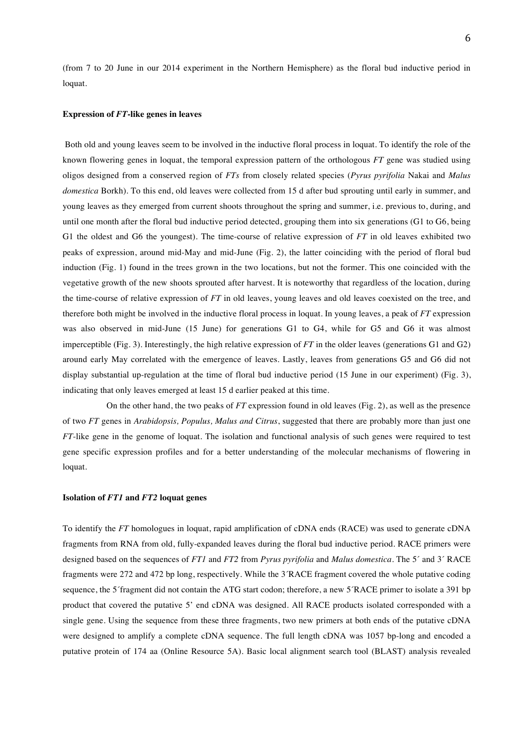(from 7 to 20 June in our 2014 experiment in the Northern Hemisphere) as the floral bud inductive period in loquat.

### Expression of *FT*-like genes in leaves

Both old and young leaves seem to be involved in the inductive floral process in loquat. To identify the role of the known flowering genes in loquat, the temporal expression pattern of the orthologous *FT* gene was studied using oligos designed from a conserved region of *FTs* from closely related species (*Pyrus pyrifolia* Nakai and *Malus domestica* Borkh). To this end, old leaves were collected from 15 d after bud sprouting until early in summer, and young leaves as they emerged from current shoots throughout the spring and summer, i.e. previous to, during, and until one month after the floral bud inductive period detected, grouping them into six generations (G1 to G6, being G1 the oldest and G6 the youngest). The time-course of relative expression of *FT* in old leaves exhibited two peaks of expression, around mid-May and mid-June (Fig. 2), the latter coinciding with the period of floral bud induction (Fig. 1) found in the trees grown in the two locations, but not the former. This one coincided with the vegetative growth of the new shoots sprouted after harvest. It is noteworthy that regardless of the location, during the time-course of relative expression of *FT* in old leaves, young leaves and old leaves coexisted on the tree, and therefore both might be involved in the inductive floral process in loquat. In young leaves, a peak of *FT* expression was also observed in mid-June (15 June) for generations G1 to G4, while for G5 and G6 it was almost imperceptible (Fig. 3). Interestingly, the high relative expression of *FT* in the older leaves (generations G1 and G2) around early May correlated with the emergence of leaves. Lastly, leaves from generations G5 and G6 did not display substantial up-regulation at the time of floral bud inductive period (15 June in our experiment) (Fig. 3), indicating that only leaves emerged at least 15 d earlier peaked at this time.

On the other hand, the two peaks of *FT* expression found in old leaves (Fig. 2), as well as the presence of two *FT* genes in *Arabidopsis, Populus, Malus and Citrus*, suggested that there are probably more than just one *FT*-like gene in the genome of loquat. The isolation and functional analysis of such genes were required to test gene specific expression profiles and for a better understanding of the molecular mechanisms of flowering in loquat.

### Isolation of *FT1* and *FT2* loquat genes

To identify the *FT* homologues in loquat, rapid amplification of cDNA ends (RACE) was used to generate cDNA fragments from RNA from old, fully-expanded leaves during the floral bud inductive period. RACE primers were designed based on the sequences of *FT1* and *FT2* from *Pyrus pyrifolia* and *Malus domestica*. The 5´ and 3´ RACE fragments were 272 and 472 bp long, respectively. While the 3´RACE fragment covered the whole putative coding sequence, the 5´fragment did not contain the ATG start codon; therefore, a new 5´RACE primer to isolate a 391 bp product that covered the putative 5' end cDNA was designed. All RACE products isolated corresponded with a single gene. Using the sequence from these three fragments, two new primers at both ends of the putative cDNA were designed to amplify a complete cDNA sequence. The full length cDNA was 1057 bp-long and encoded a putative protein of 174 aa (Online Resource 5A). Basic local alignment search tool (BLAST) analysis revealed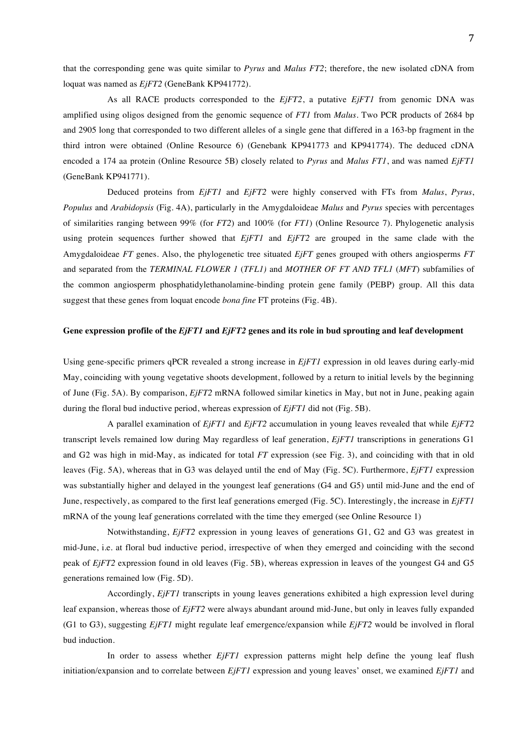that the corresponding gene was quite similar to *Pyrus* and *Malus FT2*; therefore, the new isolated cDNA from loquat was named as *EjFT2* (GeneBank KP941772).

As all RACE products corresponded to the *EjFT2*, a putative *EjFT1* from genomic DNA was amplified using oligos designed from the genomic sequence of *FT1* from *Malus*. Two PCR products of 2684 bp and 2905 long that corresponded to two different alleles of a single gene that differed in a 163-bp fragment in the third intron were obtained (Online Resource 6) (Genebank KP941773 and KP941774). The deduced cDNA encoded a 174 aa protein (Online Resource 5B) closely related to *Pyrus* and *Malus FT1*, and was named *EjFT1* (GeneBank KP941771).

Deduced proteins from *EjFT1* and *EjFT2* were highly conserved with FTs from *Malus*, *Pyrus*, *Populus* and *Arabidopsis* (Fig. 4A), particularly in the Amygdaloideae *Malus* and *Pyrus* species with percentages of similarities ranging between 99% (for *FT2*) and 100% (for *FT1*) (Online Resource 7). Phylogenetic analysis using protein sequences further showed that *EjFT1* and *EjFT2* are grouped in the same clade with the Amygdaloideae *FT* genes. Also, the phylogenetic tree situated *EjFT* genes grouped with others angiosperms *FT* and separated from the *TERMINAL FLOWER 1* (*TFL1)* and *MOTHER OF FT AND TFL1* (*MFT*) subfamilies of the common angiosperm phosphatidylethanolamine-binding protein gene family (PEBP) group. All this data suggest that these genes from loquat encode *bona fine* FT proteins (Fig. 4B).

**Gene expression profile of the *EjFT1* and *EjFT2* genes and its role in bud sprouting and leaf development**

Using gene-specific primers qPCR revealed a strong increase in *EjFT1* expression in old leaves during early-mid May, coinciding with young vegetative shoots development, followed by a return to initial levels by the beginning of June (Fig. 5A). By comparison, *EjFT2* mRNA followed similar kinetics in May, but not in June, peaking again during the floral bud inductive period, whereas expression of *EjFT1* did not (Fig. 5B).

A parallel examination of *EjFT1* and *EjFT2* accumulation in young leaves revealed that while *EjFT2* transcript levels remained low during May regardless of leaf generation, *EjFT1* transcriptions in generations G1 and G2 was high in mid-May, as indicated for total *FT* expression (see Fig. 3), and coinciding with that in old leaves (Fig. 5A), whereas that in G3 was delayed until the end of May (Fig. 5C). Furthermore, *EjFT1* expression was substantially higher and delayed in the youngest leaf generations (G4 and G5) until mid-June and the end of June, respectively, as compared to the first leaf generations emerged (Fig. 5C). Interestingly, the increase in *EjFT1* mRNA of the young leaf generations correlated with the time they emerged (see Online Resource 1)

Notwithstanding, *EjFT2* expression in young leaves of generations G1, G2 and G3 was greatest in mid-June, i.e. at floral bud inductive period, irrespective of when they emerged and coinciding with the second peak of *EjFT2* expression found in old leaves (Fig. 5B), whereas expression in leaves of the youngest G4 and G5 generations remained low (Fig. 5D).

Accordingly, *EjFT1* transcripts in young leaves generations exhibited a high expression level during leaf expansion, whereas those of *EjFT2* were always abundant around mid-June, but only in leaves fully expanded (G1 to G3), suggesting *EjFT1* might regulate leaf emergence/expansion while *EjFT2* would be involved in floral bud induction.

In order to assess whether *EjFT1* expression patterns might help define the young leaf flush initiation/expansion and to correlate between *EjFT1* expression and young leaves' onset, we examined *EjFT1* and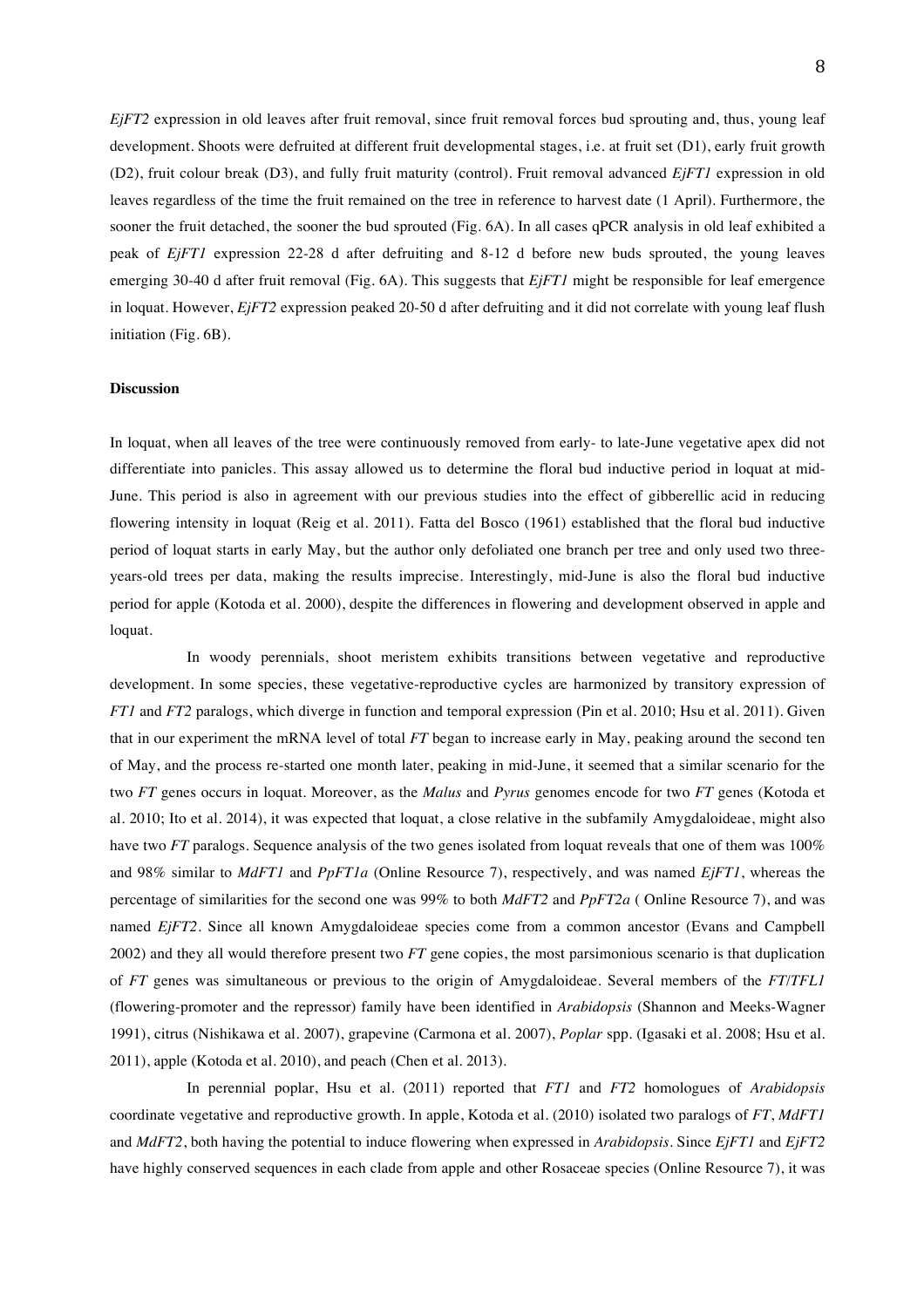*EjFT2* expression in old leaves after fruit removal, since fruit removal forces bud sprouting and, thus, young leaf development. Shoots were defruited at different fruit developmental stages, i.e. at fruit set (D1), early fruit growth (D2), fruit colour break (D3), and fully fruit maturity (control). Fruit removal advanced *EjFT1* expression in old leaves regardless of the time the fruit remained on the tree in reference to harvest date (1 April). Furthermore, the sooner the fruit detached, the sooner the bud sprouted (Fig. 6A). In all cases qPCR analysis in old leaf exhibited a peak of *EjFT1* expression 22-28 d after defruiting and 8-12 d before new buds sprouted, the young leaves emerging 30-40 d after fruit removal (Fig. 6A). This suggests that *EjFT1* might be responsible for leaf emergence in loquat. However, *EjFT2* expression peaked 20-50 d after defruiting and it did not correlate with young leaf flush initiation (Fig. 6B).

## Discussion

In loquat, when all leaves of the tree were continuously removed from early- to late-June vegetative apex did not differentiate into panicles. This assay allowed us to determine the floral bud inductive period in loquat at mid-June. This period is also in agreement with our previous studies into the effect of gibberellic acid in reducing flowering intensity in loquat (Reig et al. 2011). Fatta del Bosco (1961) established that the floral bud inductive period of loquat starts in early May, but the author only defoliated one branch per tree and only used two three-years-old trees per data, making the results imprecise. Interestingly, mid-June is also the floral bud inductive period for apple (Kotoda et al. 2000), despite the differences in flowering and development observed in apple and loquat.

In woody perennials, shoot meristem exhibits transitions between vegetative and reproductive development. In some species, these vegetative-reproductive cycles are harmonized by transitory expression of *FT1* and *FT2* paralogs, which diverge in function and temporal expression (Pin et al. 2010; Hsu et al. 2011). Given that in our experiment the mRNA level of total *FT* began to increase early in May, peaking around the second ten of May, and the process re-started one month later, peaking in mid-June, it seemed that a similar scenario for the two *FT* genes occurs in loquat. Moreover, as the *Malus* and *Pyrus* genomes encode for two *FT* genes (Kotoda et al. 2010; Ito et al. 2014), it was expected that loquat, a close relative in the subfamily Amygdaloideae, might also have two *FT* paralogs. Sequence analysis of the two genes isolated from loquat reveals that one of them was 100% and 98% similar to *MdFT1* and *PpFT1a* (Online Resource 7), respectively, and was named *EjFT1*, whereas the percentage of similarities for the second one was 99% to both *MdFT2* and *PpFT2a* ( Online Resource 7), and was named *EjFT2*. Since all known Amygdaloideae species come from a common ancestor (Evans and Campbell 2002) and they all would therefore present two *FT* gene copies, the most parsimonious scenario is that duplication of *FT* genes was simultaneous or previous to the origin of Amygdaloideae. Several members of the *FT*/*TFL1* (flowering-promoter and the repressor) family have been identified in *Arabidopsis* (Shannon and Meeks-Wagner 1991), citrus (Nishikawa et al. 2007), grapevine (Carmona et al. 2007), *Poplar* spp. (Igasaki et al. 2008; Hsu et al. 2011), apple (Kotoda et al. 2010), and peach (Chen et al. 2013).

In perennial poplar, Hsu et al. (2011) reported that *FT1* and *FT2* homologues of *Arabidopsis* coordinate vegetative and reproductive growth. In apple, Kotoda et al. (2010) isolated two paralogs of *FT*, *MdFT1* and *MdFT2*, both having the potential to induce flowering when expressed in *Arabidopsis*. Since *EjFT1* and *EjFT2* have highly conserved sequences in each clade from apple and other Rosaceae species (Online Resource 7), it was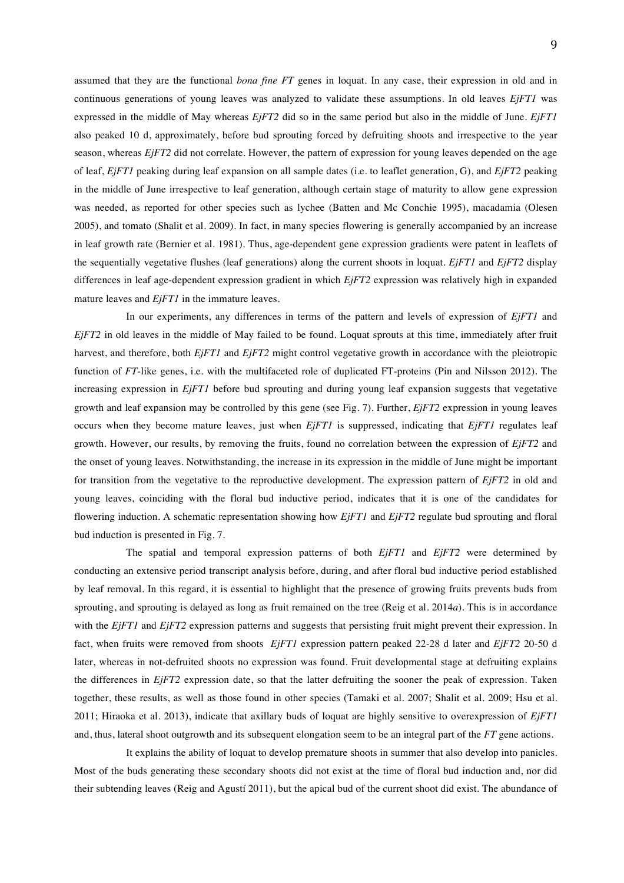assumed that they are the functional *bona fine FT* genes in loquat. In any case, their expression in old and in continuous generations of young leaves was analyzed to validate these assumptions. In old leaves *EjFT1* was expressed in the middle of May whereas *EjFT2* did so in the same period but also in the middle of June. *EjFT1* also peaked 10 d, approximately, before bud sprouting forced by defruiting shoots and irrespective to the year season, whereas *EjFT2* did not correlate. However, the pattern of expression for young leaves depended on the age of leaf, *EjFT1* peaking during leaf expansion on all sample dates (i.e. to leaflet generation, G), and *EjFT2* peaking in the middle of June irrespective to leaf generation, although certain stage of maturity to allow gene expression was needed, as reported for other species such as lychee (Batten and Mc Conchie 1995), macadamia (Olesen 2005), and tomato (Shalit et al. 2009). In fact, in many species flowering is generally accompanied by an increase in leaf growth rate (Bernier et al. 1981). Thus, age-dependent gene expression gradients were patent in leaflets of the sequentially vegetative flushes (leaf generations) along the current shoots in loquat. *EjFT1* and *EjFT2* display differences in leaf age-dependent expression gradient in which *EjFT2* expression was relatively high in expanded mature leaves and *EjFT1* in the immature leaves.

In our experiments, any differences in terms of the pattern and levels of expression of *EjFT1* and *EjFT2* in old leaves in the middle of May failed to be found. Loquat sprouts at this time, immediately after fruit harvest, and therefore, both *EjFT1* and *EjFT2* might control vegetative growth in accordance with the pleiotropic function of *FT*-like genes, i.e. with the multifaceted role of duplicated FT-proteins (Pin and Nilsson 2012). The increasing expression in *EjFT1* before bud sprouting and during young leaf expansion suggests that vegetative growth and leaf expansion may be controlled by this gene (see Fig. 7). Further, *EjFT2* expression in young leaves occurs when they become mature leaves, just when *EjFT1* is suppressed, indicating that *EjFT1* regulates leaf growth. However, our results, by removing the fruits, found no correlation between the expression of *EjFT2* and the onset of young leaves. Notwithstanding, the increase in its expression in the middle of June might be important for transition from the vegetative to the reproductive development. The expression pattern of *EjFT2* in old and young leaves, coinciding with the floral bud inductive period, indicates that it is one of the candidates for flowering induction. A schematic representation showing how *EjFT1* and *EjFT2* regulate bud sprouting and floral bud induction is presented in Fig. 7.

The spatial and temporal expression patterns of both *EjFT1* and *EjFT2* were determined by conducting an extensive period transcript analysis before, during, and after floral bud inductive period established by leaf removal. In this regard, it is essential to highlight that the presence of growing fruits prevents buds from sprouting, and sprouting is delayed as long as fruit remained on the tree (Reig et al. 2014*a*). This is in accordance with the *EjFT1* and *EjFT2* expression patterns and suggests that persisting fruit might prevent their expression. In fact, when fruits were removed from shoots *EjFT1* expression pattern peaked 22-28 d later and *EjFT2* 20-50 d later, whereas in not-defruited shoots no expression was found. Fruit developmental stage at defruiting explains the differences in *EjFT2* expression date, so that the latter defruiting the sooner the peak of expression. Taken together, these results, as well as those found in other species (Tamaki et al. 2007; Shalit et al. 2009; Hsu et al. 2011; Hiraoka et al. 2013), indicate that axillary buds of loquat are highly sensitive to overexpression of *EjFT1* and, thus, lateral shoot outgrowth and its subsequent elongation seem to be an integral part of the *FT* gene actions.

It explains the ability of loquat to develop premature shoots in summer that also develop into panicles. Most of the buds generating these secondary shoots did not exist at the time of floral bud induction and, nor did their subtending leaves (Reig and Agustí 2011), but the apical bud of the current shoot did exist. The abundance of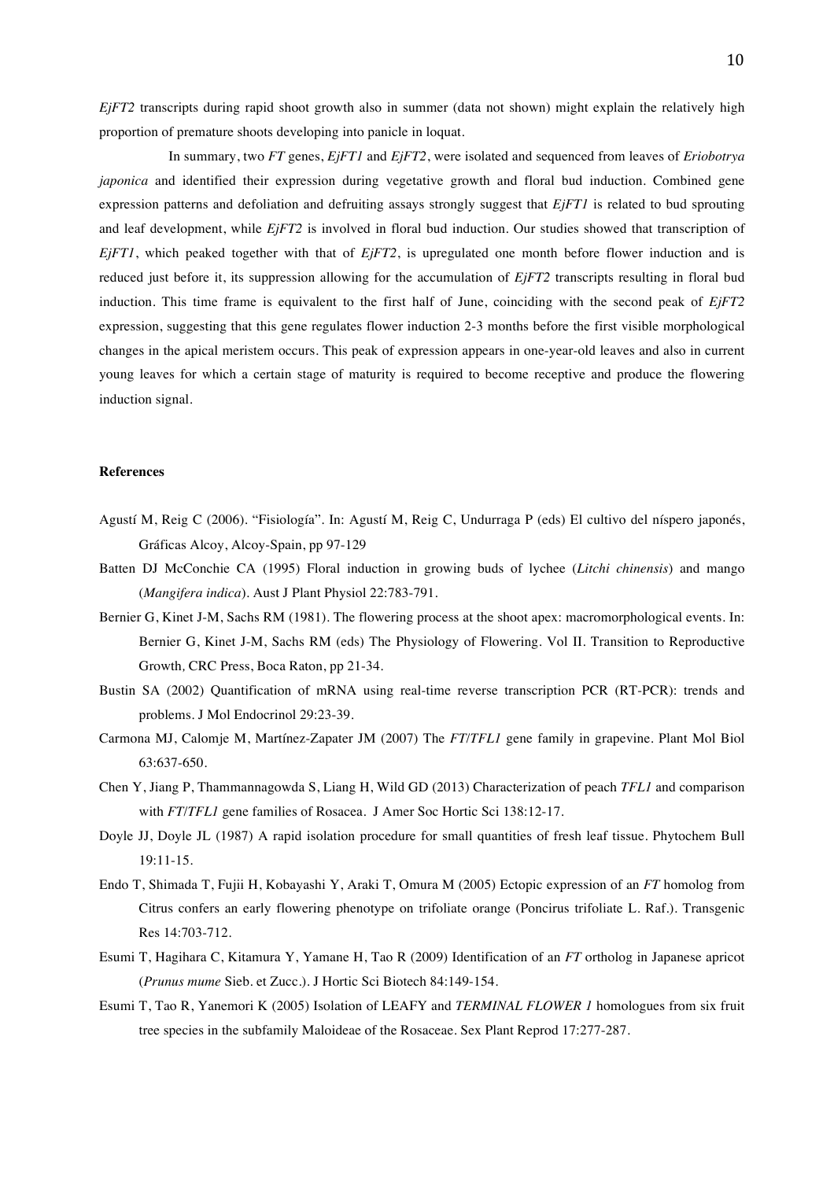*EjFT2* transcripts during rapid shoot growth also in summer (data not shown) might explain the relatively high proportion of premature shoots developing into panicle in loquat.

In summary, two *FT* genes, *EjFT1* and *EjFT2*, were isolated and sequenced from leaves of *Eriobotrya japonica* and identified their expression during vegetative growth and floral bud induction. Combined gene expression patterns and defoliation and defruiting assays strongly suggest that *EjFT1* is related to bud sprouting and leaf development, while *EjFT2* is involved in floral bud induction. Our studies showed that transcription of *EjFT1*, which peaked together with that of *EjFT2*, is upregulated one month before flower induction and is reduced just before it, its suppression allowing for the accumulation of *EjFT2* transcripts resulting in floral bud induction. This time frame is equivalent to the first half of June, coinciding with the second peak of *EjFT2* expression, suggesting that this gene regulates flower induction 2-3 months before the first visible morphological changes in the apical meristem occurs. This peak of expression appears in one-year-old leaves and also in current young leaves for which a certain stage of maturity is required to become receptive and produce the flowering induction signal.

**References**

Agustí M, Reig C (2006). "Fisiología". In: Agustí M, Reig C, Undurraga P (eds) El cultivo del níspero japonés, Gráficas Alcoy, Alcoy-Spain, pp 97-129

Batten DJ McConchie CA (1995) Floral induction in growing buds of lychee (*Litchi chinensis*) and mango (*Mangifera indica*). Aust J Plant Physiol 22:783-791.

Bernier G, Kinet J-M, Sachs RM (1981). The flowering process at the shoot apex: macromorphological events. In: Bernier G, Kinet J-M, Sachs RM (eds) The Physiology of Flowering. Vol II. Transition to Reproductive Growth, CRC Press, Boca Raton, pp 21-34.

Bustin SA (2002) Quantification of mRNA using real-time reverse transcription PCR (RT-PCR): trends and problems. J Mol Endocrinol 29:23-39.

Carmona MJ, Calomje M, Martínez-Zapater JM (2007) The *FT*/*TFL1* gene family in grapevine. Plant Mol Biol 63:637-650.

Chen Y, Jiang P, Thammannagowda S, Liang H, Wild GD (2013) Characterization of peach *TFL1* and comparison with *FT*/*TFL1* gene families of Rosacea. J Amer Soc Hortic Sci 138:12-17.

Doyle JJ, Doyle JL (1987) A rapid isolation procedure for small quantities of fresh leaf tissue. Phytochem Bull 19:11-15.

Endo T, Shimada T, Fujii H, Kobayashi Y, Araki T, Omura M (2005) Ectopic expression of an *FT* homolog from Citrus confers an early flowering phenotype on trifoliate orange (Poncirus trifoliate L. Raf.). Transgenic Res 14:703-712.

Esumi T, Hagihara C, Kitamura Y, Yamane H, Tao R (2009) Identification of an *FT* ortholog in Japanese apricot (*Prunus mume* Sieb. et Zucc.). J Hortic Sci Biotech 84:149-154.

Esumi T, Tao R, Yanemori K (2005) Isolation of LEAFY and *TERMINAL FLOWER 1* homologues from six fruit tree species in the subfamily Maloideae of the Rosaceae. Sex Plant Reprod 17:277-287.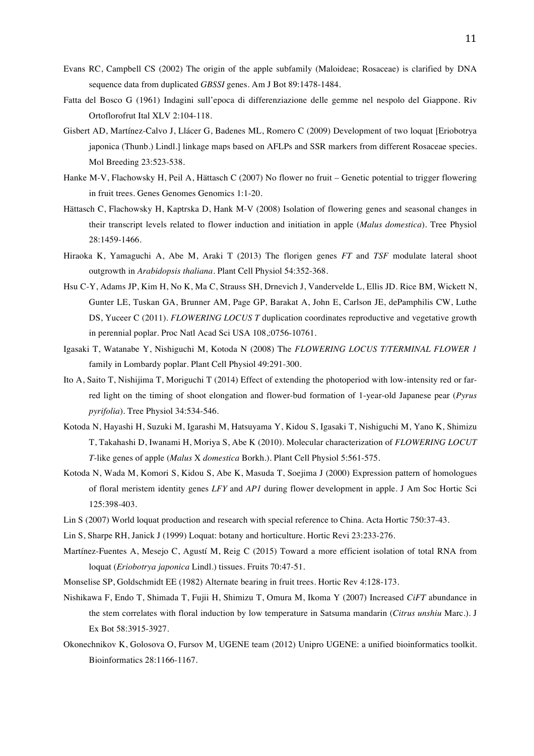Evans RC, Campbell CS (2002) The origin of the apple subfamily (Maloideae; Rosaceae) is clarified by DNA sequence data from duplicated *GBSSI* genes. Am J Bot 89:1478-1484.

Fatta del Bosco G (1961) Indagini sull'epoca di differenziazione delle gemme nel nespolo del Giappone. Riv Ortoflorofrut Ital XLV 2:104-118.

Gisbert AD, Martínez-Calvo J, Llácer G, Badenes ML, Romero C (2009) Development of two loquat [Eriobotrya japonica (Thunb.) Lindl.] linkage maps based on AFLPs and SSR markers from different Rosaceae species. Mol Breeding 23:523-538.

Hanke M-V, Flachowsky H, Peil A, Hättasch C (2007) No flower no fruit – Genetic potential to trigger flowering in fruit trees. Genes Genomes Genomics 1:1-20.

Hättasch C, Flachowsky H, Kaptrska D, Hank M-V (2008) Isolation of flowering genes and seasonal changes in their transcript levels related to flower induction and initiation in apple (*Malus domestica*). Tree Physiol 28:1459-1466.

Hiraoka K, Yamaguchi A, Abe M, Araki T (2013) The florigen genes *FT* and *TSF* modulate lateral shoot outgrowth in *Arabidopsis thaliana*. Plant Cell Physiol 54:352-368.

Hsu C-Y, Adams JP, Kim H, No K, Ma C, Strauss SH, Drnevich J, Vandervelde L, Ellis JD. Rice BM, Wickett N, Gunter LE, Tuskan GA, Brunner AM, Page GP, Barakat A, John E, Carlson JE, dePamphilis CW, Luthe DS, Yuceer C (2011). *FLOWERING LOCUS T* duplication coordinates reproductive and vegetative growth in perennial poplar. Proc Natl Acad Sci USA 108,:0756-10761.

Igasaki T, Watanabe Y, Nishiguchi M, Kotoda N (2008) The *FLOWERING LOCUS T/TERMINAL FLOWER 1* family in Lombardy poplar. Plant Cell Physiol 49:291-300.

Ito A, Saito T, Nishijima T, Moriguchi T (2014) Effect of extending the photoperiod with low-intensity red or far-red light on the timing of shoot elongation and flower-bud formation of 1-year-old Japanese pear (*Pyrus pyrifolia*). Tree Physiol 34:534-546.

Kotoda N, Hayashi H, Suzuki M, Igarashi M, Hatsuyama Y, Kidou S, Igasaki T, Nishiguchi M, Yano K, Shimizu T, Takahashi D, Iwanami H, Moriya S, Abe K (2010). Molecular characterization of *FLOWERING LOCUT T*-like genes of apple (*Malus* X *domestica* Borkh.). Plant Cell Physiol 5:561-575.

Kotoda N, Wada M, Komori S, Kidou S, Abe K, Masuda T, Soejima J (2000) Expression pattern of homologues of floral meristem identity genes *LFY* and *AP1* during flower development in apple. J Am Soc Hortic Sci 125:398-403.

Lin S (2007) World loquat production and research with special reference to China. Acta Hortic 750:37-43.

Lin S, Sharpe RH, Janick J (1999) Loquat: botany and horticulture. Hortic Revi 23:233-276.

Martínez-Fuentes A, Mesejo C, Agustí M, Reig C (2015) Toward a more efficient isolation of total RNA from loquat (*Eriobotrya japonica* Lindl.) tissues. Fruits 70:47-51.

Monselise SP, Goldschmidt EE (1982) Alternate bearing in fruit trees. Hortic Rev 4:128-173.

Nishikawa F, Endo T, Shimada T, Fujii H, Shimizu T, Omura M, Ikoma Y (2007) Increased *CiFT* abundance in the stem correlates with floral induction by low temperature in Satsuma mandarin (*Citrus unshiu* Marc.). J Ex Bot 58:3915-3927.

Okonechnikov K, Golosova O, Fursov M, UGENE team (2012) Unipro UGENE: a unified bioinformatics toolkit. Bioinformatics 28:1166-1167.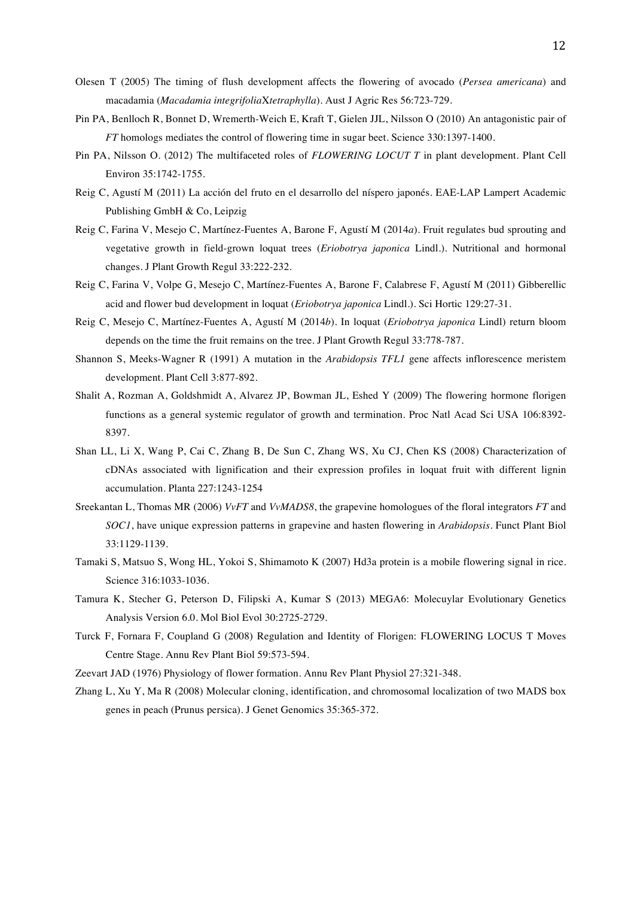Olesen T (2005) The timing of flush development affects the flowering of avocado (*Persea americana*) and macadamia (*Macadamia integrifolia*X*tetraphylla*). Aust J Agric Res 56:723-729.

Pin PA, Benlloch R, Bonnet D, Wremerth-Weich E, Kraft T, Gielen JJL, Nilsson O (2010) An antagonistic pair of *FT* homologs mediates the control of flowering time in sugar beet. Science 330:1397-1400.

Pin PA, Nilsson O. (2012) The multifaceted roles of *FLOWERING LOCUT T* in plant development. Plant Cell Environ 35:1742-1755.

Reig C, Agustí M (2011) La acción del fruto en el desarrollo del níspero japonés. EAE-LAP Lampert Academic Publishing GmbH & Co, Leipzig

Reig C, Farina V, Mesejo C, Martínez-Fuentes A, Barone F, Agustí M (2014*a*). Fruit regulates bud sprouting and vegetative growth in field-grown loquat trees (*Eriobotrya japonica* Lindl.). Nutritional and hormonal changes. J Plant Growth Regul 33:222-232.

Reig C, Farina V, Volpe G, Mesejo C, Martínez-Fuentes A, Barone F, Calabrese F, Agustí M (2011) Gibberellic acid and flower bud development in loquat (*Eriobotrya japonica* Lindl.). Sci Hortic 129:27-31.

Reig C, Mesejo C, Martínez-Fuentes A, Agustí M (2014*b*). In loquat (*Eriobotrya japonica* Lindl) return bloom depends on the time the fruit remains on the tree. J Plant Growth Regul 33:778-787.

Shannon S, Meeks-Wagner R (1991) A mutation in the *Arabidopsis TFL1* gene affects inflorescence meristem development. Plant Cell 3:877-892.

Shalit A, Rozman A, Goldshmidt A, Alvarez JP, Bowman JL, Eshed Y (2009) The flowering hormone florigen functions as a general systemic regulator of growth and termination. Proc Natl Acad Sci USA 106:8392-8397.

Shan LL, Li X, Wang P, Cai C, Zhang B, De Sun C, Zhang WS, Xu CJ, Chen KS (2008) Characterization of cDNAs associated with lignification and their expression profiles in loquat fruit with different lignin accumulation. Planta 227:1243-1254

Sreekantan L, Thomas MR (2006) *VvFT* and *VvMADS8*, the grapevine homologues of the floral integrators *FT* and *SOC1*, have unique expression patterns in grapevine and hasten flowering in *Arabidopsis*. Funct Plant Biol 33:1129-1139.

Tamaki S, Matsuo S, Wong HL, Yokoi S, Shimamoto K (2007) Hd3a protein is a mobile flowering signal in rice. Science 316:1033-1036.

Tamura K, Stecher G, Peterson D, Filipski A, Kumar S (2013) MEGA6: Molecuylar Evolutionary Genetics Analysis Version 6.0. Mol Biol Evol 30:2725-2729.

Turck F, Fornara F, Coupland G (2008) Regulation and Identity of Florigen: FLOWERING LOCUS T Moves Centre Stage. Annu Rev Plant Biol 59:573-594.

Zeevart JAD (1976) Physiology of flower formation. Annu Rev Plant Physiol 27:321-348.

Zhang L, Xu Y, Ma R (2008) Molecular cloning, identification, and chromosomal localization of two MADS box genes in peach (Prunus persica). J Genet Genomics 35:365-372.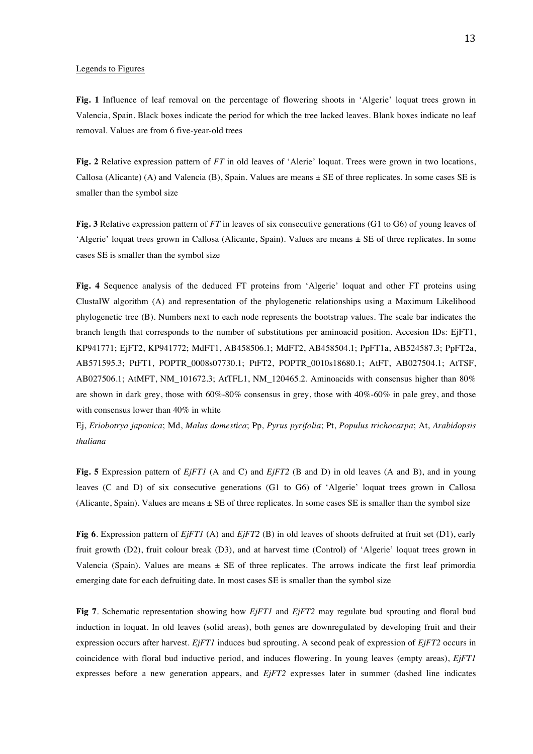Legends to Figures

**Fig. 1** Influence of leaf removal on the percentage of flowering shoots in 'Algerie' loquat trees grown in Valencia, Spain. Black boxes indicate the period for which the tree lacked leaves. Blank boxes indicate no leaf removal. Values are from 6 five-year-old trees

**Fig. 2** Relative expression pattern of *FT* in old leaves of 'Alerie' loquat. Trees were grown in two locations, Callosa (Alicante) (A) and Valencia (B), Spain. Values are means ± SE of three replicates. In some cases SE is smaller than the symbol size

**Fig. 3** Relative expression pattern of *FT* in leaves of six consecutive generations (G1 to G6) of young leaves of 'Algerie' loquat trees grown in Callosa (Alicante, Spain). Values are means ± SE of three replicates. In some cases SE is smaller than the symbol size

**Fig. 4** Sequence analysis of the deduced FT proteins from 'Algerie' loquat and other FT proteins using ClustalW algorithm (A) and representation of the phylogenetic relationships using a Maximum Likelihood phylogenetic tree (B). Numbers next to each node represents the bootstrap values. The scale bar indicates the branch length that corresponds to the number of substitutions per aminoacid position. Accesion IDs: EjFT1, KP941771; EjFT2, KP941772; MdFT1, AB458506.1; MdFT2, AB458504.1; PpFT1a, AB524587.3; PpFT2a, AB571595.3; PtFT1, POPTR_0008s07730.1; PtFT2, POPTR_0010s18680.1; AtFT, AB027504.1; AtTSF, AB027506.1; AtMFT, NM_101672.3; AtTFL1, NM_120465.2. Aminoacids with consensus higher than 80% are shown in dark grey, those with 60%-80% consensus in grey, those with 40%-60% in pale grey, and those with consensus lower than 40% in white

Ej, *Eriobotrya japonica*; Md, *Malus domestica*; Pp, *Pyrus pyrifolia*; Pt, *Populus trichocarpa*; At, *Arabidopsis thaliana*

**Fig. 5** Expression pattern of *EjFT1* (A and C) and *EjFT2* (B and D) in old leaves (A and B), and in young leaves (C and D) of six consecutive generations (G1 to G6) of 'Algerie' loquat trees grown in Callosa (Alicante, Spain). Values are means ± SE of three replicates. In some cases SE is smaller than the symbol size

**Fig 6**. Expression pattern of *EjFT1* (A) and *EjFT2* (B) in old leaves of shoots defruited at fruit set (D1), early fruit growth (D2), fruit colour break (D3), and at harvest time (Control) of 'Algerie' loquat trees grown in Valencia (Spain). Values are means ± SE of three replicates. The arrows indicate the first leaf primordia emerging date for each defruiting date. In most cases SE is smaller than the symbol size

**Fig 7**. Schematic representation showing how *EjFT1* and *EjFT2* may regulate bud sprouting and floral bud induction in loquat. In old leaves (solid areas), both genes are downregulated by developing fruit and their expression occurs after harvest. *EjFT1* induces bud sprouting. A second peak of expression of *EjFT2* occurs in coincidence with floral bud inductive period, and induces flowering. In young leaves (empty areas), *EjFT1* expresses before a new generation appears, and *EjFT2* expresses later in summer (dashed line indicates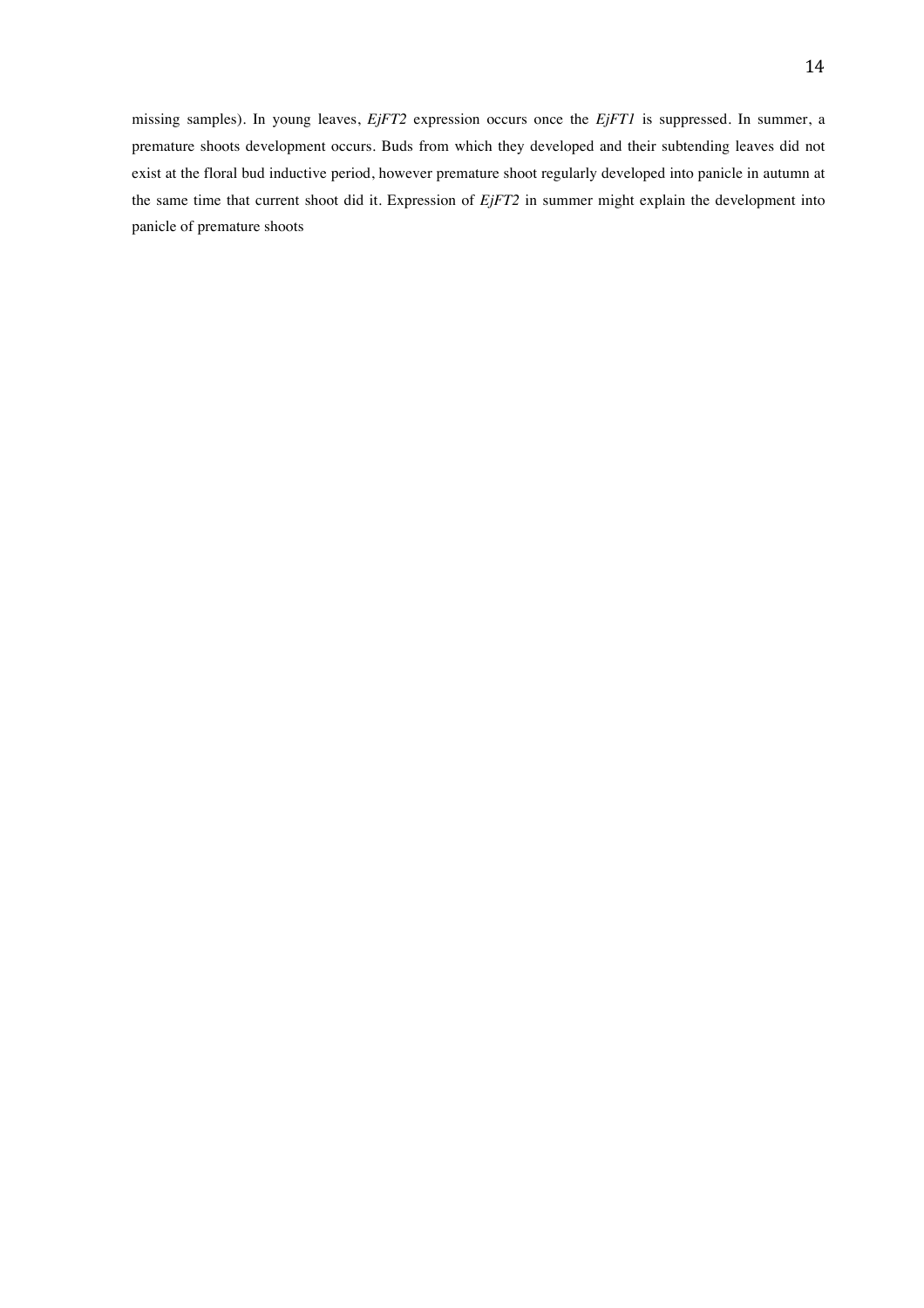missing samples). In young leaves, *EjFT2* expression occurs once the *EjFT1* is suppressed. In summer, a premature shoots development occurs. Buds from which they developed and their subtending leaves did not exist at the floral bud inductive period, however premature shoot regularly developed into panicle in autumn at the same time that current shoot did it. Expression of *EjFT2* in summer might explain the development into panicle of premature shoots